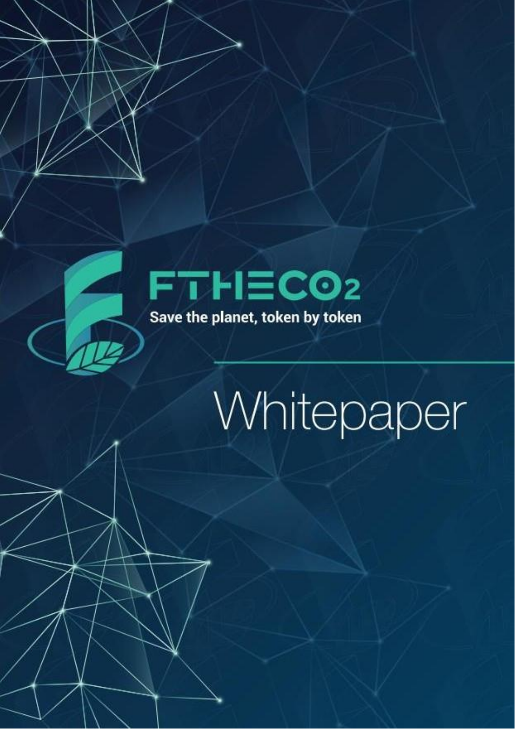# $FTHECO_2$

Save the planet, token by token

# Whitepaper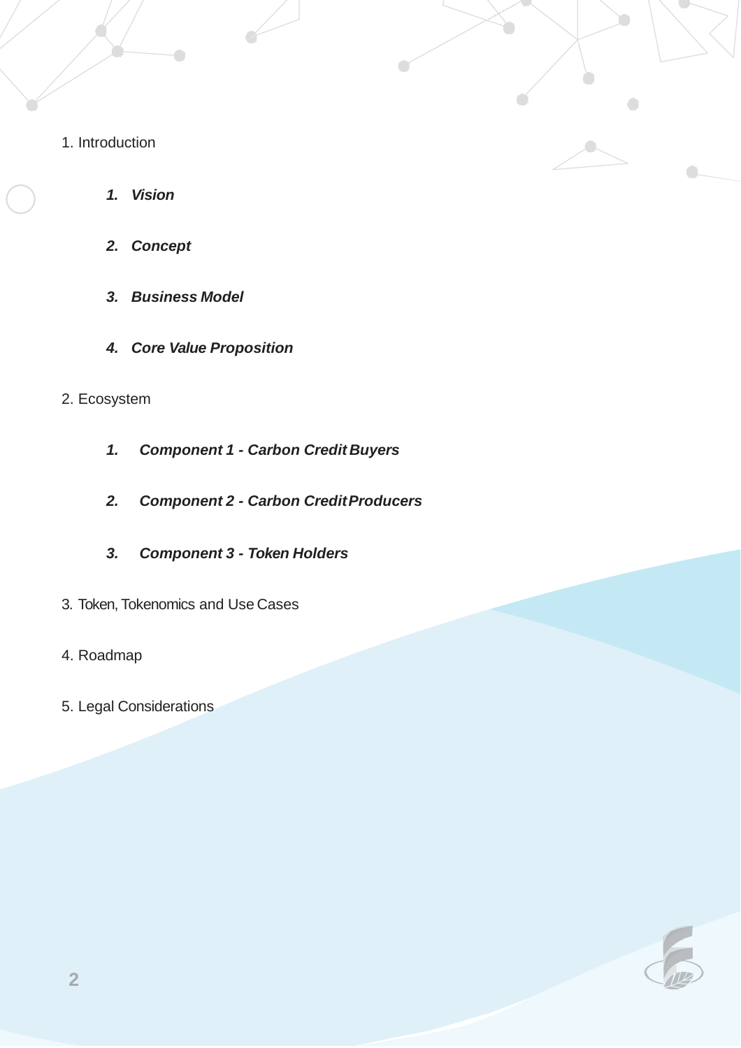1. Introduction

    1. ***Vision***
    2. ***Concept***
    3. ***Business Model***
    4. ***Core Value Proposition***

2. Ecosystem

    1. ***Component 1 - Carbon Credit Buyers***
    2. ***Component 2 - Carbon Credit Producers***
    3. ***Component 3 - Token Holders***

3. Token, Tokenomics and Use Cases

4. Roadmap

5. Legal Considerations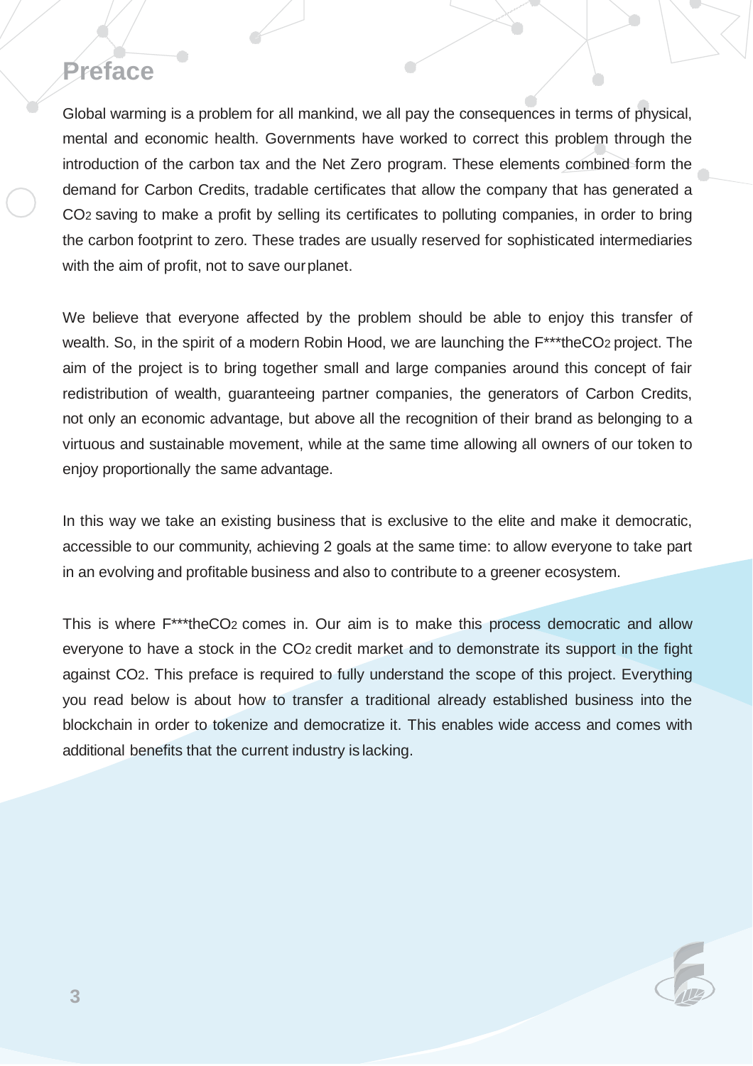# Preface

Global warming is a problem for all mankind, we all pay the consequences in terms of physical, mental and economic health. Governments have worked to correct this problem through the introduction of the carbon tax and the Net Zero program. These elements combined form the demand for Carbon Credits, tradable certificates that allow the company that has generated a $CO_2$ saving to make a profit by selling its certificates to polluting companies, in order to bring the carbon footprint to zero. These trades are usually reserved for sophisticated intermediaries with the aim of profit, not to save our planet.

We believe that everyone affected by the problem should be able to enjoy this transfer of wealth. So, in the spirit of a modern Robin Hood, we are launching the F***the$CO_2$ project. The aim of the project is to bring together small and large companies around this concept of fair redistribution of wealth, guaranteeing partner companies, the generators of Carbon Credits, not only an economic advantage, but above all the recognition of their brand as belonging to a virtuous and sustainable movement, while at the same time allowing all owners of our token to enjoy proportionally the same advantage.

In this way we take an existing business that is exclusive to the elite and make it democratic, accessible to our community, achieving 2 goals at the same time: to allow everyone to take part in an evolving and profitable business and also to contribute to a greener ecosystem.

This is where F***the$CO_2$ comes in. Our aim is to make this process democratic and allow everyone to have a stock in the $CO_2$ credit market and to demonstrate its support in the fight against $CO_2$. This preface is required to fully understand the scope of this project. Everything you read below is about how to transfer a traditional already established business into the blockchain in order to tokenize and democratize it. This enables wide access and comes with additional benefits that the current industry is lacking.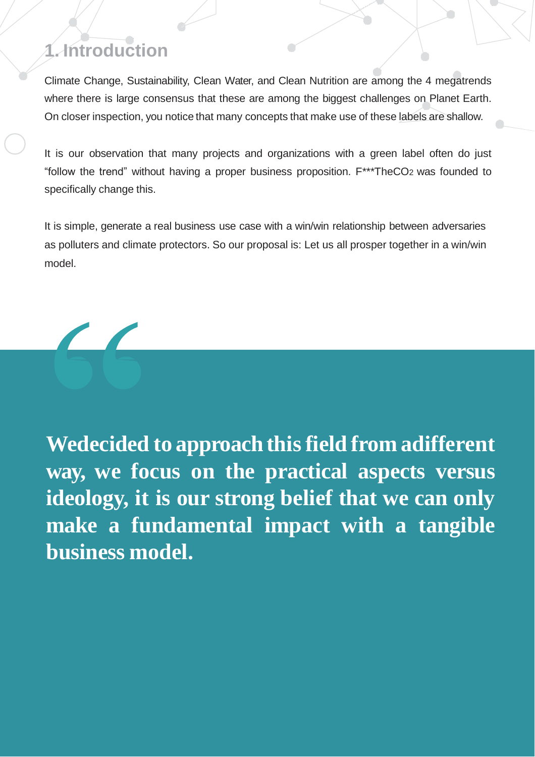# 1. Introduction

Climate Change, Sustainability, Clean Water, and Clean Nutrition are among the 4 megatrends where there is large consensus that these are among the biggest challenges on Planet Earth. On closer inspection, you notice that many concepts that make use of these labels are shallow.

It is our observation that many projects and organizations with a green label often do just “follow the trend” without having a proper business proposition. F***The$CO_2$ was founded to specifically change this.

It is simple, generate a real business use case with a win/win relationship between adversaries as polluters and climate protectors. So our proposal is: Let us all prosper together in a win/win model.

> **Wedecided to approach this field from adifferent way, we focus on the practical aspects versus ideology, it is our strong belief that we can only make a fundamental impact with a tangible business model.**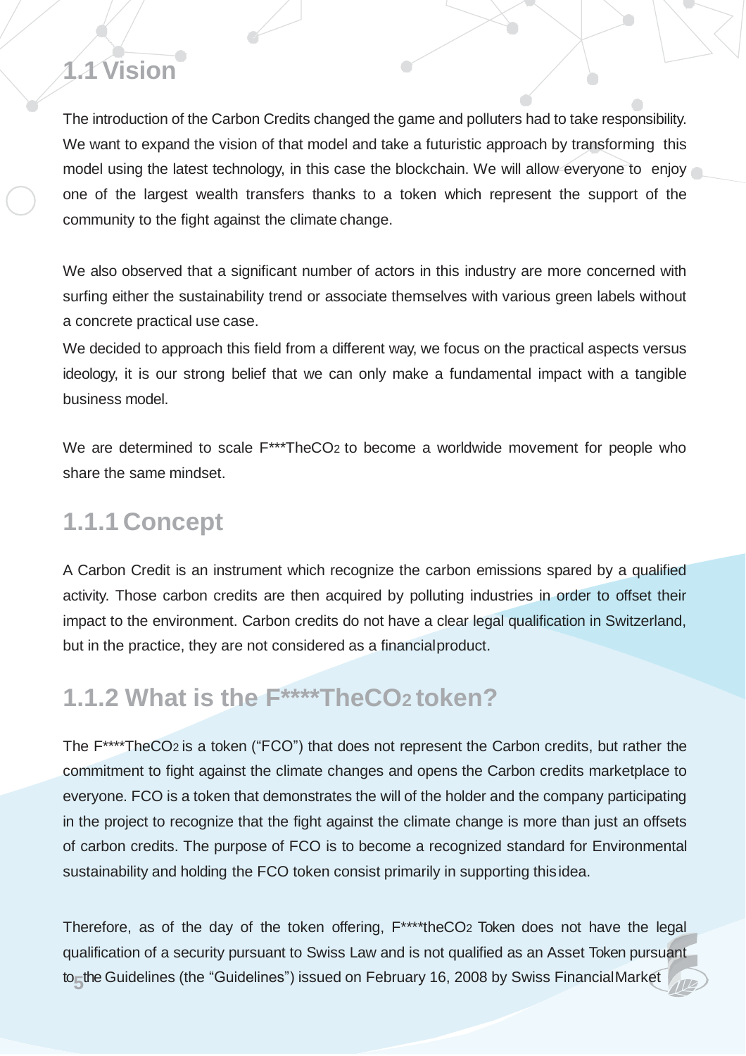## 1.1 Vision

The introduction of the Carbon Credits changed the game and polluters had to take responsibility. We want to expand the vision of that model and take a futuristic approach by transforming this model using the latest technology, in this case the blockchain. We will allow everyone to enjoy one of the largest wealth transfers thanks to a token which represent the support of the community to the fight against the climate change.

We also observed that a significant number of actors in this industry are more concerned with surfing either the sustainability trend or associate themselves with various green labels without a concrete practical use case.

We decided to approach this field from a different way, we focus on the practical aspects versus ideology, it is our strong belief that we can only make a fundamental impact with a tangible business model.

We are determined to scale F***The$CO_2$ to become a worldwide movement for people who share the same mindset.

### 1.1.1 Concept

A Carbon Credit is an instrument which recognize the carbon emissions spared by a qualified activity. Those carbon credits are then acquired by polluting industries in order to offset their impact to the environment. Carbon credits do not have a clear legal qualification in Switzerland, but in the practice, they are not considered as a financial product.

### 1.1.2 What is the F****The$CO_2$ token?

The F****The$CO_2$ is a token (“FCO”) that does not represent the Carbon credits, but rather the commitment to fight against the climate changes and opens the Carbon credits marketplace to everyone. FCO is a token that demonstrates the will of the holder and the company participating in the project to recognize that the fight against the climate change is more than just an offsets of carbon credits. The purpose of FCO is to become a recognized standard for Environmental sustainability and holding the FCO token consist primarily in supporting this idea.

Therefore, as of the day of the token offering, F****the$CO_2$ Token does not have the legal qualification of a security pursuant to Swiss Law and is not qualified as an Asset Token pursuant to the Guidelines (the “Guidelines”) issued on February 16, 2008 by Swiss Financial Market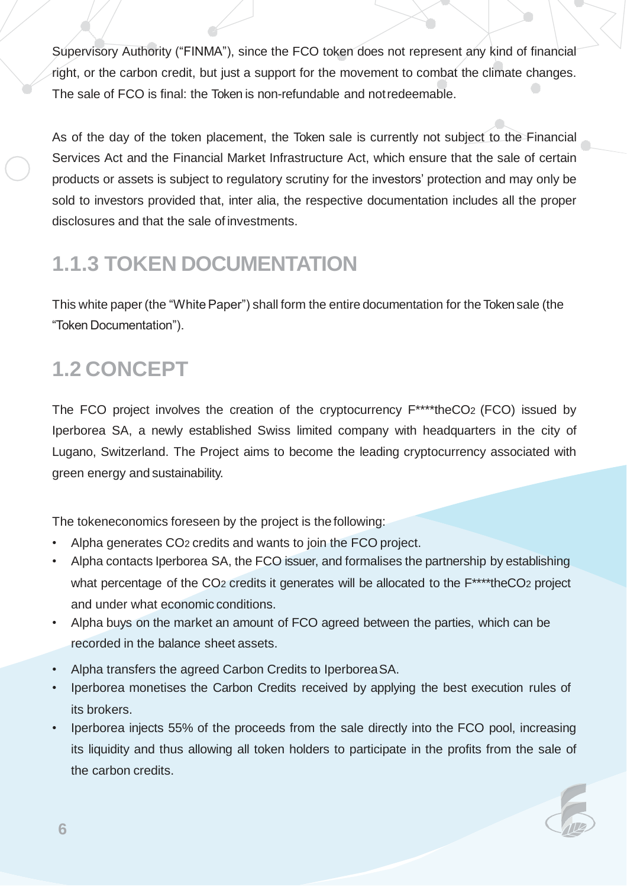Supervisory Authority ("FINMA"), since the FCO token does not represent any kind of financial right, or the carbon credit, but just a support for the movement to combat the climate changes. The sale of FCO is final: the Token is non-refundable and not redeemable.

As of the day of the token placement, the Token sale is currently not subject to the Financial Services Act and the Financial Market Infrastructure Act, which ensure that the sale of certain products or assets is subject to regulatory scrutiny for the investors' protection and may only be sold to investors provided that, inter alia, the respective documentation includes all the proper disclosures and that the sale of investments.

### 1.1.3 TOKEN DOCUMENTATION

This white paper (the "White Paper") shall form the entire documentation for the Token sale (the "Token Documentation").

## 1.2 CONCEPT

The FCO project involves the creation of the cryptocurrency F****the$CO_2$ (FCO) issued by Iperborea SA, a newly established Swiss limited company with headquarters in the city of Lugano, Switzerland. The Project aims to become the leading cryptocurrency associated with green energy and sustainability.

The tokeneconomics foreseen by the project is the following:

- Alpha generates $CO_2$ credits and wants to join the FCO project.
- Alpha contacts Iperborea SA, the FCO issuer, and formalises the partnership by establishing what percentage of the $CO_2$ credits it generates will be allocated to the F****the$CO_2$ project and under what economic conditions.
- Alpha buys on the market an amount of FCO agreed between the parties, which can be recorded in the balance sheet assets.
- Alpha transfers the agreed Carbon Credits to Iperborea SA.
- Iperborea monetises the Carbon Credits received by applying the best execution rules of its brokers.
- Iperborea injects 55% of the proceeds from the sale directly into the FCO pool, increasing its liquidity and thus allowing all token holders to participate in the profits from the sale of the carbon credits.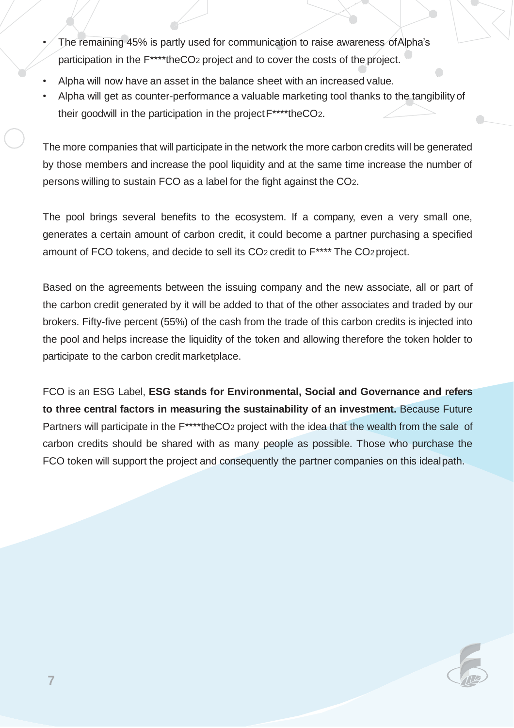- The remaining 45% is partly used for communication to raise awareness of Alpha's participation in the F****the$CO_2$ project and to cover the costs of the project.
- Alpha will now have an asset in the balance sheet with an increased value.
- Alpha will get as counter-performance a valuable marketing tool thanks to the tangibility of their goodwill in the participation in the project F****the$CO_2$.

The more companies that will participate in the network the more carbon credits will be generated by those members and increase the pool liquidity and at the same time increase the number of persons willing to sustain FCO as a label for the fight against the $CO_2$.

The pool brings several benefits to the ecosystem. If a company, even a very small one, generates a certain amount of carbon credit, it could become a partner purchasing a specified amount of FCO tokens, and decide to sell its $CO_2$ credit to F**** The $CO_2$ project.

Based on the agreements between the issuing company and the new associate, all or part of the carbon credit generated by it will be added to that of the other associates and traded by our brokers. Fifty-five percent (55%) of the cash from the trade of this carbon credits is injected into the pool and helps increase the liquidity of the token and allowing therefore the token holder to participate to the carbon credit marketplace.

FCO is an ESG Label, **ESG stands for Environmental, Social and Governance and refers to three central factors in measuring the sustainability of an investment.** Because Future Partners will participate in the F****the$CO_2$ project with the idea that the wealth from the sale of carbon credits should be shared with as many people as possible. Those who purchase the FCO token will support the project and consequently the partner companies on this ideal path.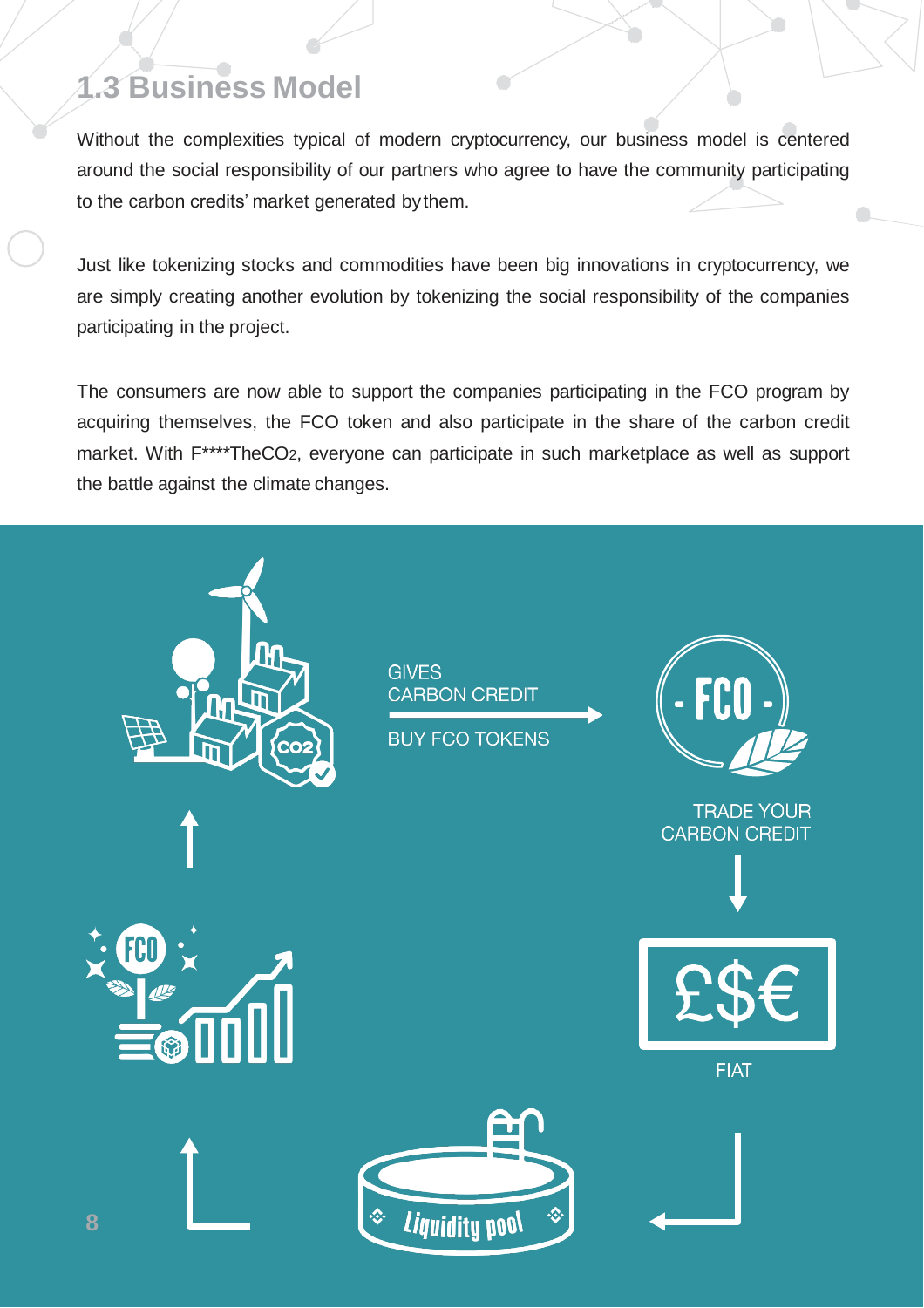## 1.3 Business Model

Without the complexities typical of modern cryptocurrency, our business model is centered around the social responsibility of our partners who agree to have the community participating to the carbon credits' market generated by them.

Just like tokenizing stocks and commodities have been big innovations in cryptocurrency, we are simply creating another evolution by tokenizing the social responsibility of the companies participating in the project.

The consumers are now able to support the companies participating in the FCO program by acquiring themselves, the FCO token and also participate in the share of the carbon credit market. With F****The$CO_2$, everyone can participate in such marketplace as well as support the battle against the climate changes.

GIVES CARBON CREDIT

BUY FCO TOKENS

TRADE YOUR CARBON CREDIT

£$€

FIAT

Liquidity pool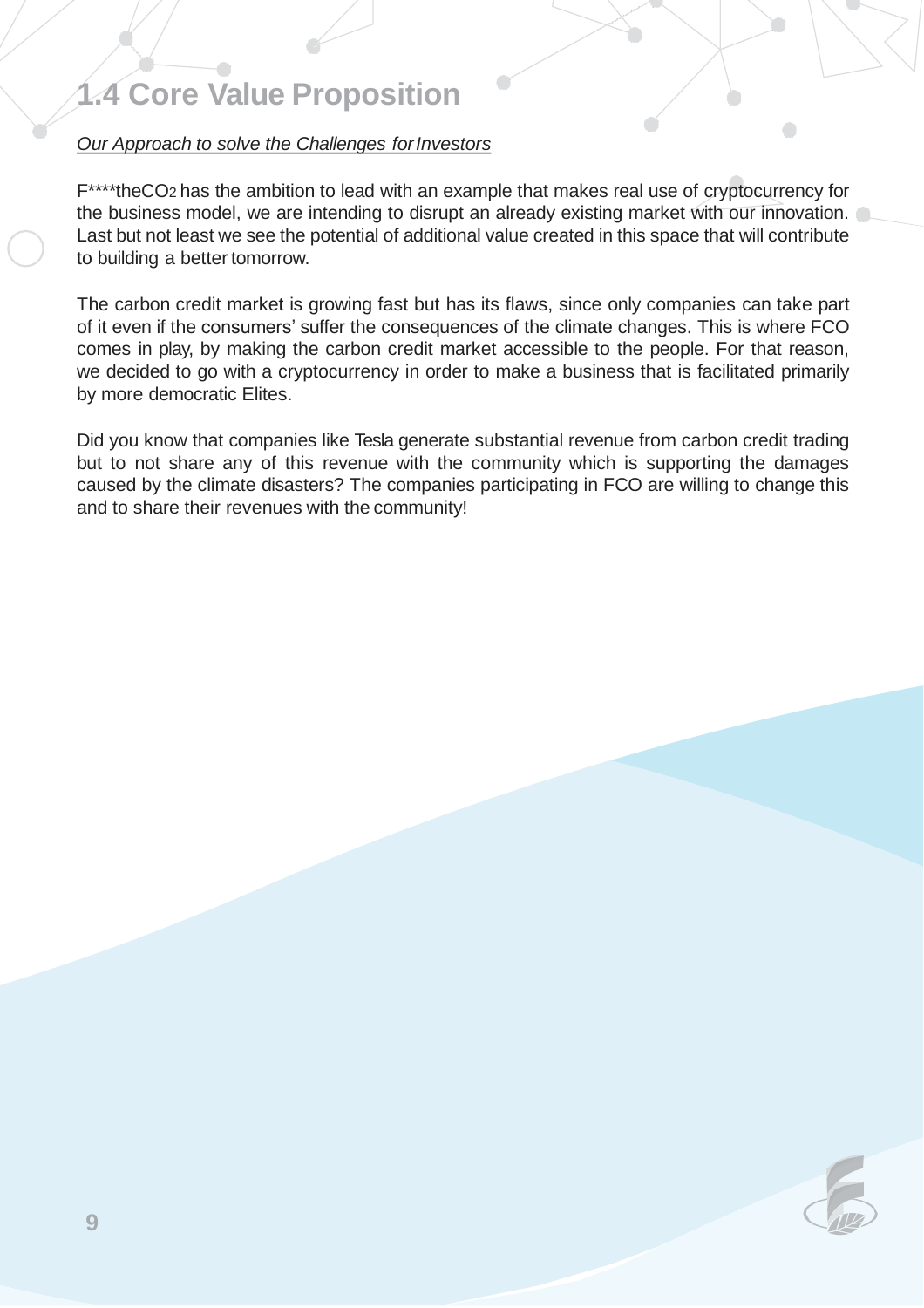## 1.4 Core Value Proposition

*Our Approach to solve the Challenges for Investors*

F****the$CO_2$ has the ambition to lead with an example that makes real use of cryptocurrency for the business model, we are intending to disrupt an already existing market with our innovation. Last but not least we see the potential of additional value created in this space that will contribute to building a better tomorrow.

The carbon credit market is growing fast but has its flaws, since only companies can take part of it even if the consumers' suffer the consequences of the climate changes. This is where FCO comes in play, by making the carbon credit market accessible to the people. For that reason, we decided to go with a cryptocurrency in order to make a business that is facilitated primarily by more democratic Elites.

Did you know that companies like Tesla generate substantial revenue from carbon credit trading but to not share any of this revenue with the community which is supporting the damages caused by the climate disasters? The companies participating in FCO are willing to change this and to share their revenues with the community!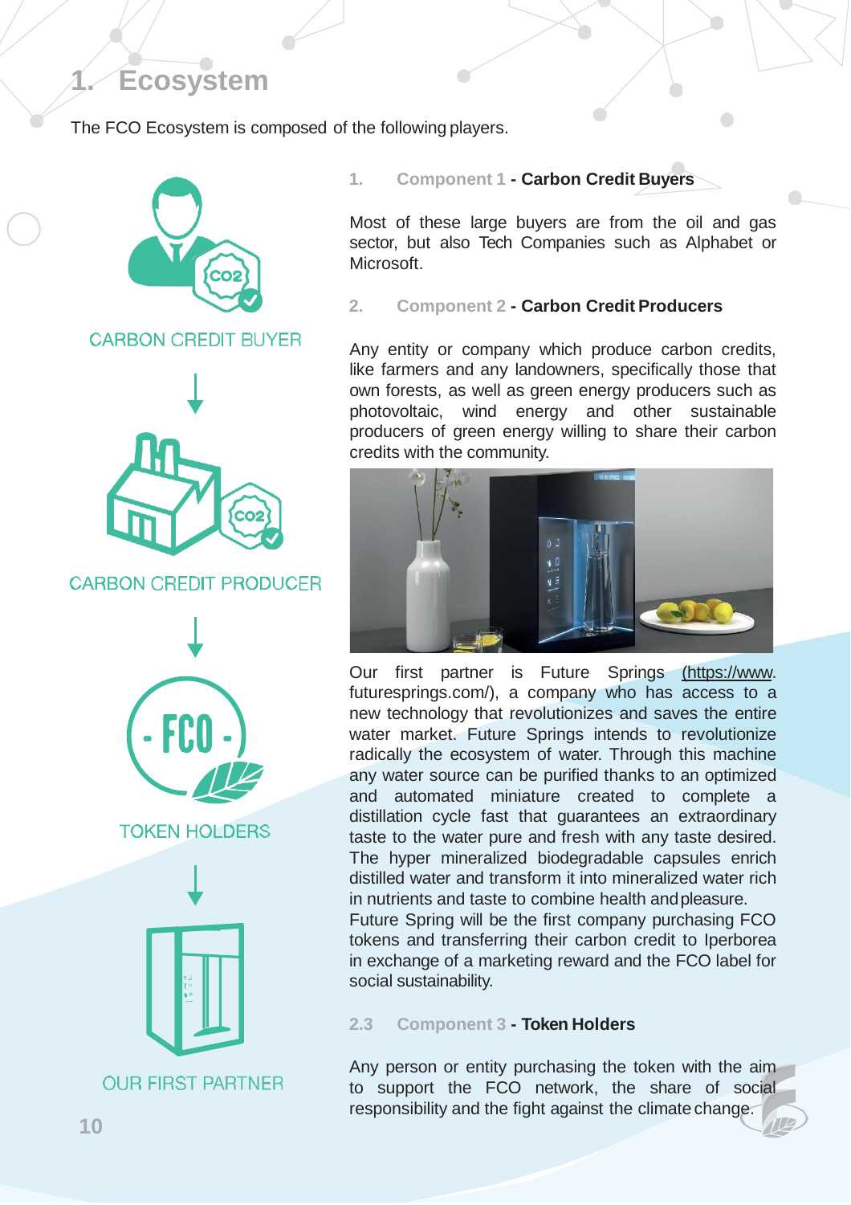# 1. Ecosystem

The FCO Ecosystem is composed of the following players.

CARBON CREDIT BUYER

CARBON CREDIT PRODUCER

TOKEN HOLDERS

OUR FIRST PARTNER

### 1. Component 1 - Carbon Credit Buyers

Most of these large buyers are from the oil and gas sector, but also Tech Companies such as Alphabet or Microsoft.

### 2. Component 2 - Carbon Credit Producers

Any entity or company which produce carbon credits, like farmers and any landowners, specifically those that own forests, as well as green energy producers such as photovoltaic, wind energy and other sustainable producers of green energy willing to share their carbon credits with the community.

Our first partner is Future Springs (https://www.futuresprings.com/), a company who has access to a new technology that revolutionizes and saves the entire water market. Future Springs intends to revolutionize radically the ecosystem of water. Through this machine any water source can be purified thanks to an optimized and automated miniature created to complete a distillation cycle fast that guarantees an extraordinary taste to the water pure and fresh with any taste desired. The hyper mineralized biodegradable capsules enrich distilled water and transform it into mineralized water rich in nutrients and taste to combine health and pleasure.
Future Spring will be the first company purchasing FCO tokens and transferring their carbon credit to Iperborea in exchange of a marketing reward and the FCO label for social sustainability.

### 2.3 Component 3 - Token Holders

Any person or entity purchasing the token with the aim to support the FCO network, the share of social responsibility and the fight against the climate change.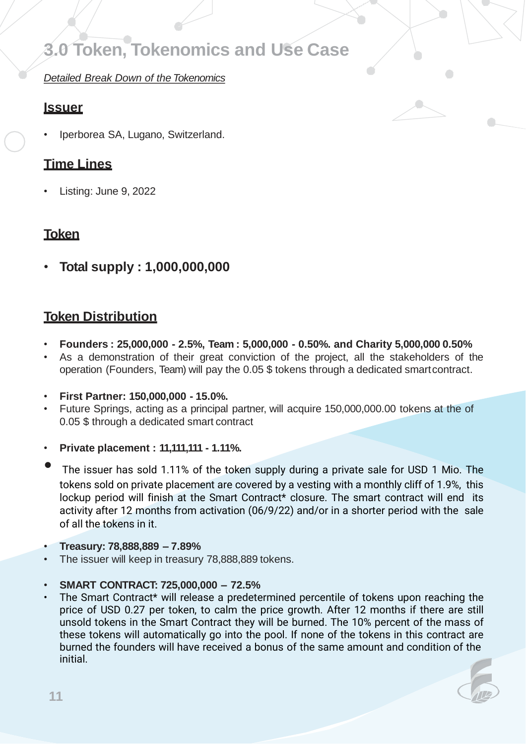# 3.0 Token, Tokenomics and Use Case

*Detailed Break Down of the Tokenomics*

## Issuer

- Iperborea SA, Lugano, Switzerland.

## Time Lines

- Listing: June 9, 2022

## Token

- **Total supply : 1,000,000,000**

## Token Distribution

- **Founders : 25,000,000 - 2.5%, Team : 5,000,000 - 0.50%. and Charity 5,000,000 0.50%**
- As a demonstration of their great conviction of the project, all the stakeholders of the operation (Founders, Team) will pay the 0.05 $ tokens through a dedicated smart contract.

- **First Partner: 150,000,000 - 15.0%.**
- Future Springs, acting as a principal partner, will acquire 150,000,000.00 tokens at the of 0.05 $ through a dedicated smart contract

- **Private placement : 11,111,111 - 1.11%.**
- The issuer has sold 1.11% of the token supply during a private sale for USD 1 Mio. The tokens sold on private placement are covered by a vesting with a monthly cliff of 1.9%, this lockup period will finish at the Smart Contract* closure. The smart contract will end its activity after 12 months from activation (06/9/22) and/or in a shorter period with the sale of all the tokens in it.

- **Treasury: 78,888,889 – 7.89%**
- The issuer will keep in treasury 78,888,889 tokens.

- **SMART CONTRACT: 725,000,000 – 72.5%**
- The Smart Contract* will release a predetermined percentile of tokens upon reaching the price of USD 0.27 per token, to calm the price growth. After 12 months if there are still unsold tokens in the Smart Contract they will be burned. The 10% percent of the mass of these tokens will automatically go into the pool. If none of the tokens in this contract are burned the founders will have received a bonus of the same amount and condition of the initial.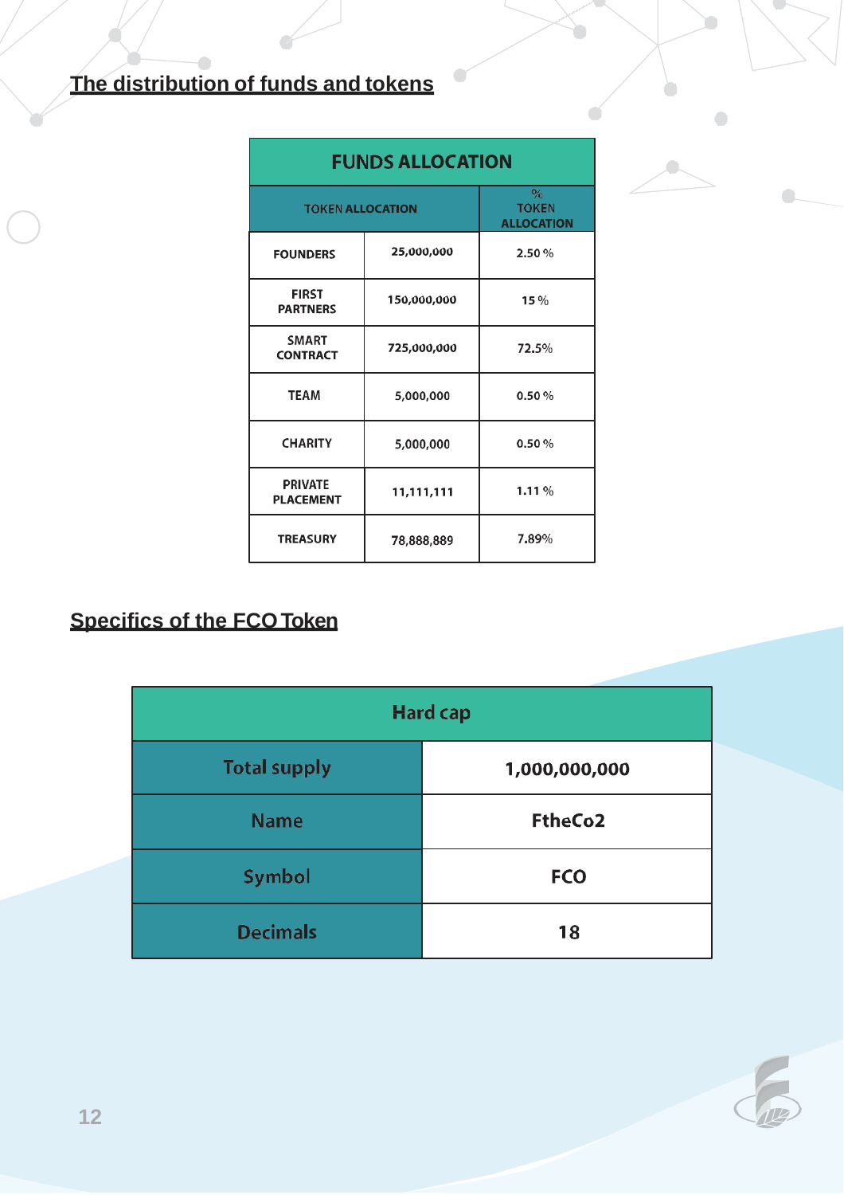## The distribution of funds and tokens

| FUNDS ALLOCATION | | |
|---|---|---|
| TOKEN ALLOCATION | | % TOKEN ALLOCATION |
| FOUNDERS | 25,000,000 | 2.50 % |
| FIRST PARTNERS | 150,000,000 | 15 % |
| SMART CONTRACT | 725,000,000 | 72.5% |
| TEAM | 5,000,000 | 0.50 % |
| CHARITY | 5,000,000 | 0.50 % |
| PRIVATE PLACEMENT | 11,111,111 | 1.11 % |
| TREASURY | 78,888,889 | 7.89% |

## Specifics of the FCO Token

| Hard cap | |
|---|---|
| Total supply | 1,000,000,000 |
| Name | FtheCo2 |
| Symbol | FCO |
| Decimals | 18 |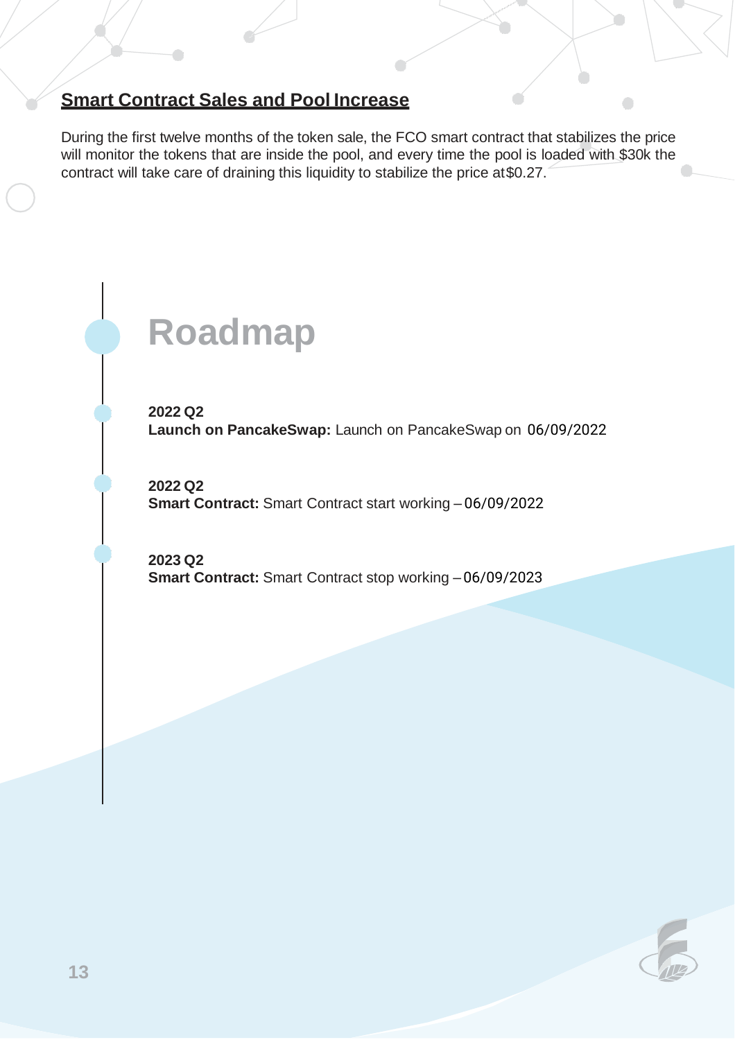## Smart Contract Sales and Pool Increase

During the first twelve months of the token sale, the FCO smart contract that stabilizes the price will monitor the tokens that are inside the pool, and every time the pool is loaded with $30k the contract will take care of draining this liquidity to stabilize the price at$0.27.

# Roadmap

**2022 Q2**
**Launch on PancakeSwap:** Launch on PancakeSwap on 06/09/2022

**2022 Q2**
**Smart Contract:** Smart Contract start working – 06/09/2022

**2023 Q2**
**Smart Contract:** Smart Contract stop working – 06/09/2023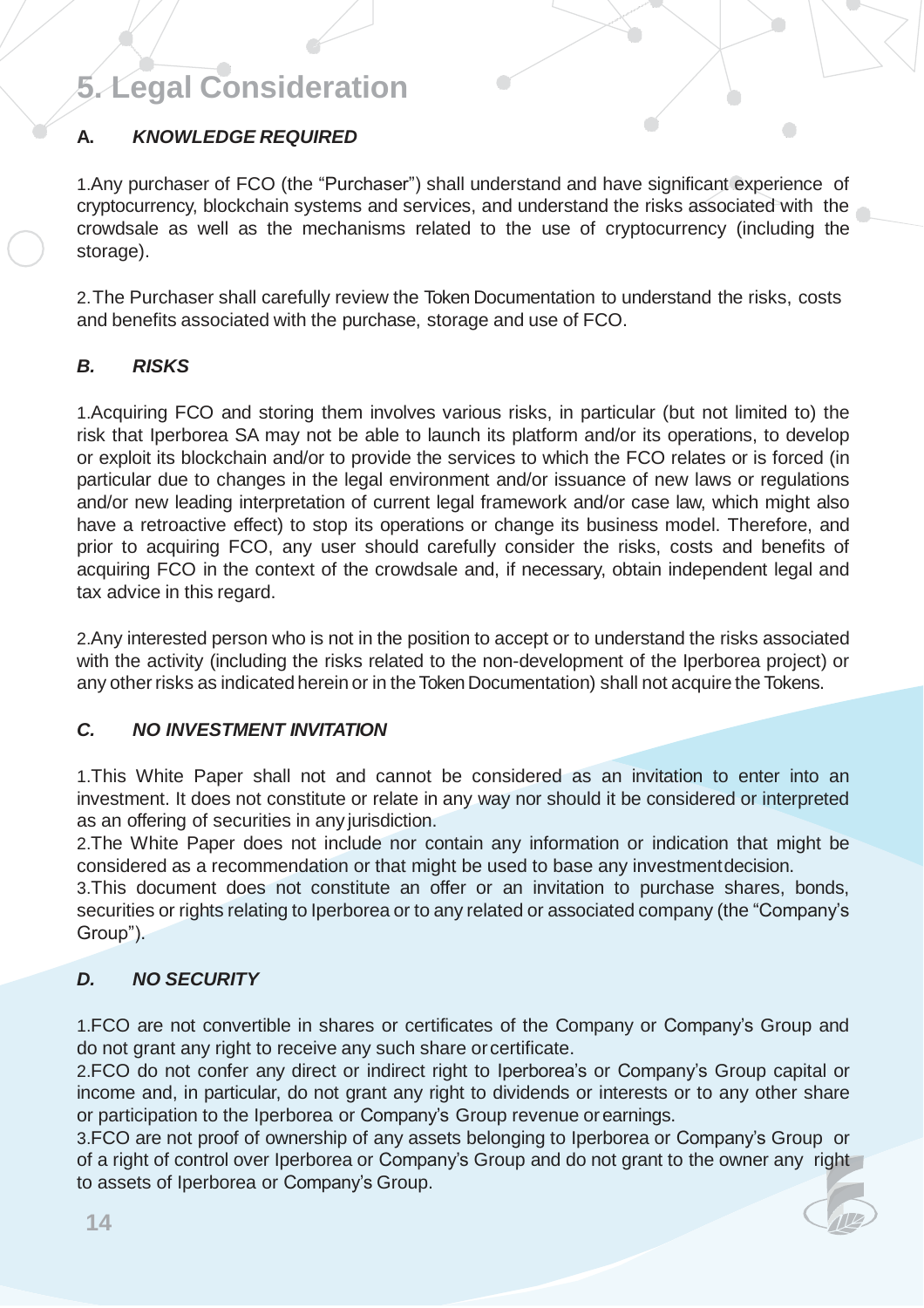# 5. Legal Consideration

### A. *KNOWLEDGE REQUIRED*

1.Any purchaser of FCO (the "Purchaser") shall understand and have significant experience of cryptocurrency, blockchain systems and services, and understand the risks associated with the crowdsale as well as the mechanisms related to the use of cryptocurrency (including the storage).

2.The Purchaser shall carefully review the Token Documentation to understand the risks, costs and benefits associated with the purchase, storage and use of FCO.

### *B. RISKS*

1.Acquiring FCO and storing them involves various risks, in particular (but not limited to) the risk that Iperborea SA may not be able to launch its platform and/or its operations, to develop or exploit its blockchain and/or to provide the services to which the FCO relates or is forced (in particular due to changes in the legal environment and/or issuance of new laws or regulations and/or new leading interpretation of current legal framework and/or case law, which might also have a retroactive effect) to stop its operations or change its business model. Therefore, and prior to acquiring FCO, any user should carefully consider the risks, costs and benefits of acquiring FCO in the context of the crowdsale and, if necessary, obtain independent legal and tax advice in this regard.

2.Any interested person who is not in the position to accept or to understand the risks associated with the activity (including the risks related to the non-development of the Iperborea project) or any other risks as indicated herein or in the Token Documentation) shall not acquire the Tokens.

### *C. NO INVESTMENT INVITATION*

1.This White Paper shall not and cannot be considered as an invitation to enter into an investment. It does not constitute or relate in any way nor should it be considered or interpreted as an offering of securities in any jurisdiction.

2.The White Paper does not include nor contain any information or indication that might be considered as a recommendation or that might be used to base any investment decision.

3.This document does not constitute an offer or an invitation to purchase shares, bonds, securities or rights relating to Iperborea or to any related or associated company (the "Company's Group").

### *D. NO SECURITY*

1.FCO are not convertible in shares or certificates of the Company or Company's Group and do not grant any right to receive any such share or certificate.

2.FCO do not confer any direct or indirect right to Iperborea's or Company's Group capital or income and, in particular, do not grant any right to dividends or interests or to any other share or participation to the Iperborea or Company's Group revenue or earnings.

3.FCO are not proof of ownership of any assets belonging to Iperborea or Company's Group or of a right of control over Iperborea or Company's Group and do not grant to the owner any right to assets of Iperborea or Company's Group.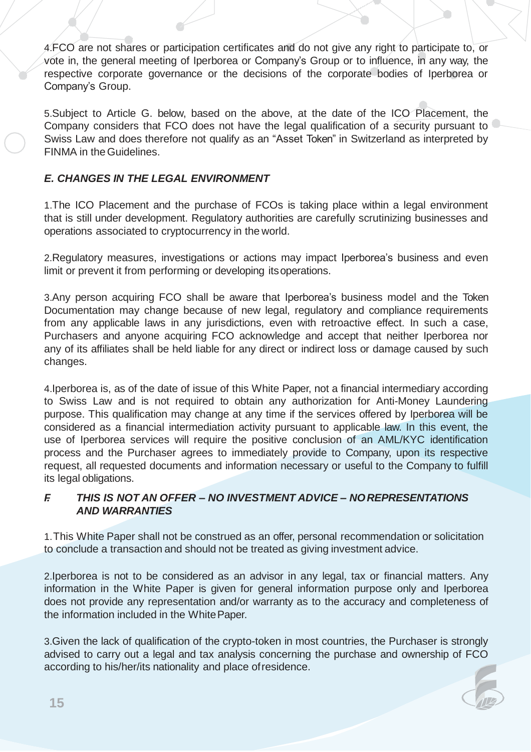4.FCO are not shares or participation certificates and do not give any right to participate to, or vote in, the general meeting of Iperborea or Company's Group or to influence, in any way, the respective corporate governance or the decisions of the corporate bodies of Iperborea or Company's Group.

5.Subject to Article G. below, based on the above, at the date of the ICO Placement, the Company considers that FCO does not have the legal qualification of a security pursuant to Swiss Law and does therefore not qualify as an "Asset Token" in Switzerland as interpreted by FINMA in the Guidelines.

### *E. CHANGES IN THE LEGAL ENVIRONMENT*

1.The ICO Placement and the purchase of FCOs is taking place within a legal environment that is still under development. Regulatory authorities are carefully scrutinizing businesses and operations associated to cryptocurrency in the world.

2.Regulatory measures, investigations or actions may impact Iperborea's business and even limit or prevent it from performing or developing its operations.

3.Any person acquiring FCO shall be aware that Iperborea's business model and the Token Documentation may change because of new legal, regulatory and compliance requirements from any applicable laws in any jurisdictions, even with retroactive effect. In such a case, Purchasers and anyone acquiring FCO acknowledge and accept that neither Iperborea nor any of its affiliates shall be held liable for any direct or indirect loss or damage caused by such changes.

4.Iperborea is, as of the date of issue of this White Paper, not a financial intermediary according to Swiss Law and is not required to obtain any authorization for Anti-Money Laundering purpose. This qualification may change at any time if the services offered by Iperborea will be considered as a financial intermediation activity pursuant to applicable law. In this event, the use of Iperborea services will require the positive conclusion of an AML/KYC identification process and the Purchaser agrees to immediately provide to Company, upon its respective request, all requested documents and information necessary or useful to the Company to fulfill its legal obligations.

### *F. THIS IS NOT AN OFFER – NO INVESTMENT ADVICE – NO REPRESENTATIONS AND WARRANTIES*

1.This White Paper shall not be construed as an offer, personal recommendation or solicitation to conclude a transaction and should not be treated as giving investment advice.

2.Iperborea is not to be considered as an advisor in any legal, tax or financial matters. Any information in the White Paper is given for general information purpose only and Iperborea does not provide any representation and/or warranty as to the accuracy and completeness of the information included in the White Paper.

3.Given the lack of qualification of the crypto-token in most countries, the Purchaser is strongly advised to carry out a legal and tax analysis concerning the purchase and ownership of FCO according to his/her/its nationality and place of residence.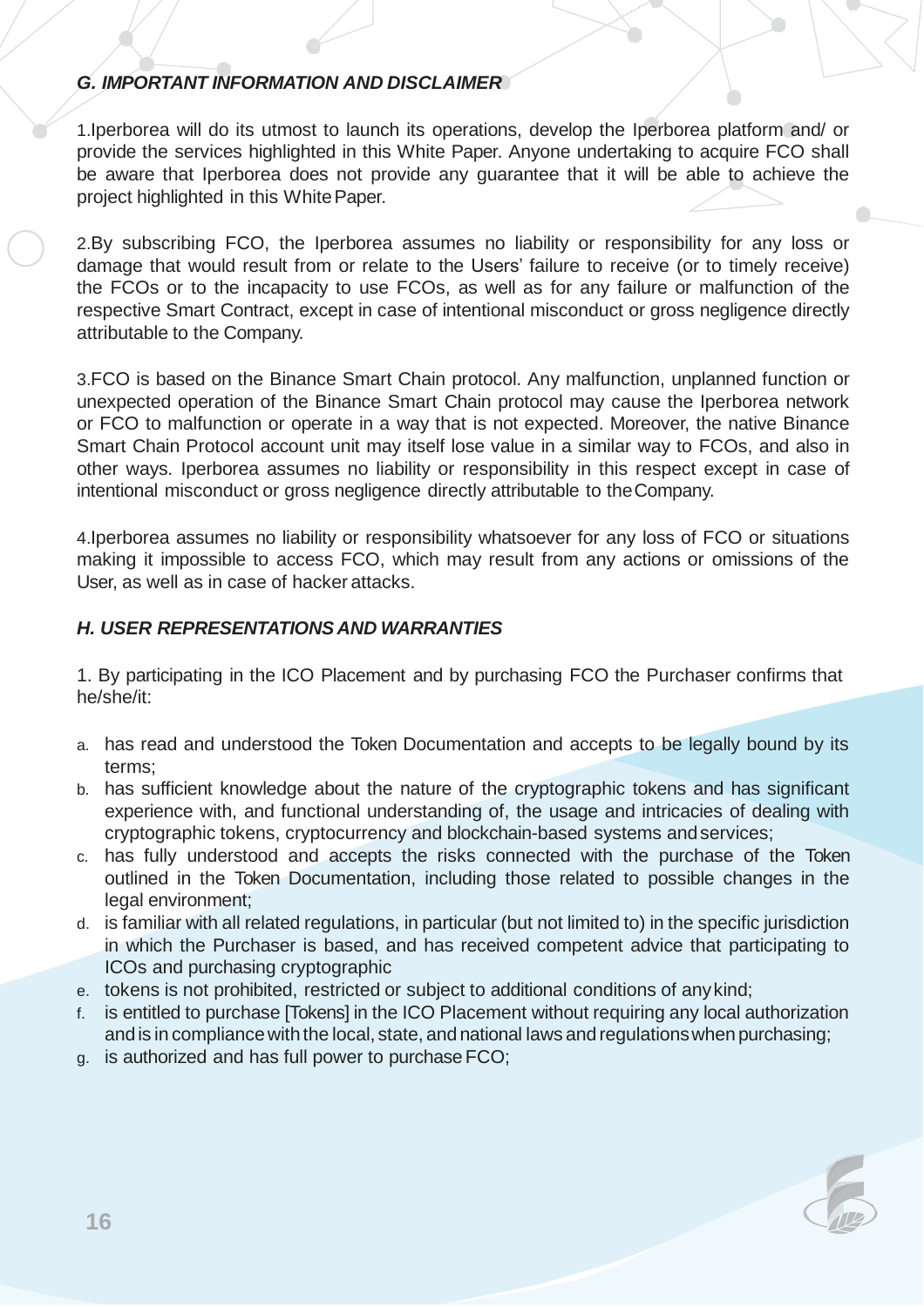### *G. IMPORTANT INFORMATION AND DISCLAIMER*

1.Iperborea will do its utmost to launch its operations, develop the Iperborea platform and/ or provide the services highlighted in this White Paper. Anyone undertaking to acquire FCO shall be aware that Iperborea does not provide any guarantee that it will be able to achieve the project highlighted in this White Paper.

2.By subscribing FCO, the Iperborea assumes no liability or responsibility for any loss or damage that would result from or relate to the Users' failure to receive (or to timely receive) the FCOs or to the incapacity to use FCOs, as well as for any failure or malfunction of the respective Smart Contract, except in case of intentional misconduct or gross negligence directly attributable to the Company.

3.FCO is based on the Binance Smart Chain protocol. Any malfunction, unplanned function or unexpected operation of the Binance Smart Chain protocol may cause the Iperborea network or FCO to malfunction or operate in a way that is not expected. Moreover, the native Binance Smart Chain Protocol account unit may itself lose value in a similar way to FCOs, and also in other ways. Iperborea assumes no liability or responsibility in this respect except in case of intentional misconduct or gross negligence directly attributable to the Company.

4.Iperborea assumes no liability or responsibility whatsoever for any loss of FCO or situations making it impossible to access FCO, which may result from any actions or omissions of the User, as well as in case of hacker attacks.

### *H. USER REPRESENTATIONS AND WARRANTIES*

1. By participating in the ICO Placement and by purchasing FCO the Purchaser confirms that he/she/it:

a. has read and understood the Token Documentation and accepts to be legally bound by its terms;
b. has sufficient knowledge about the nature of the cryptographic tokens and has significant experience with, and functional understanding of, the usage and intricacies of dealing with cryptographic tokens, cryptocurrency and blockchain-based systems and services;
c. has fully understood and accepts the risks connected with the purchase of the Token outlined in the Token Documentation, including those related to possible changes in the legal environment;
d. is familiar with all related regulations, in particular (but not limited to) in the specific jurisdiction in which the Purchaser is based, and has received competent advice that participating to ICOs and purchasing cryptographic
e. tokens is not prohibited, restricted or subject to additional conditions of any kind;
f. is entitled to purchase [Tokens] in the ICO Placement without requiring any local authorization and is in compliance with the local, state, and national laws and regulations when purchasing;
g. is authorized and has full power to purchase FCO;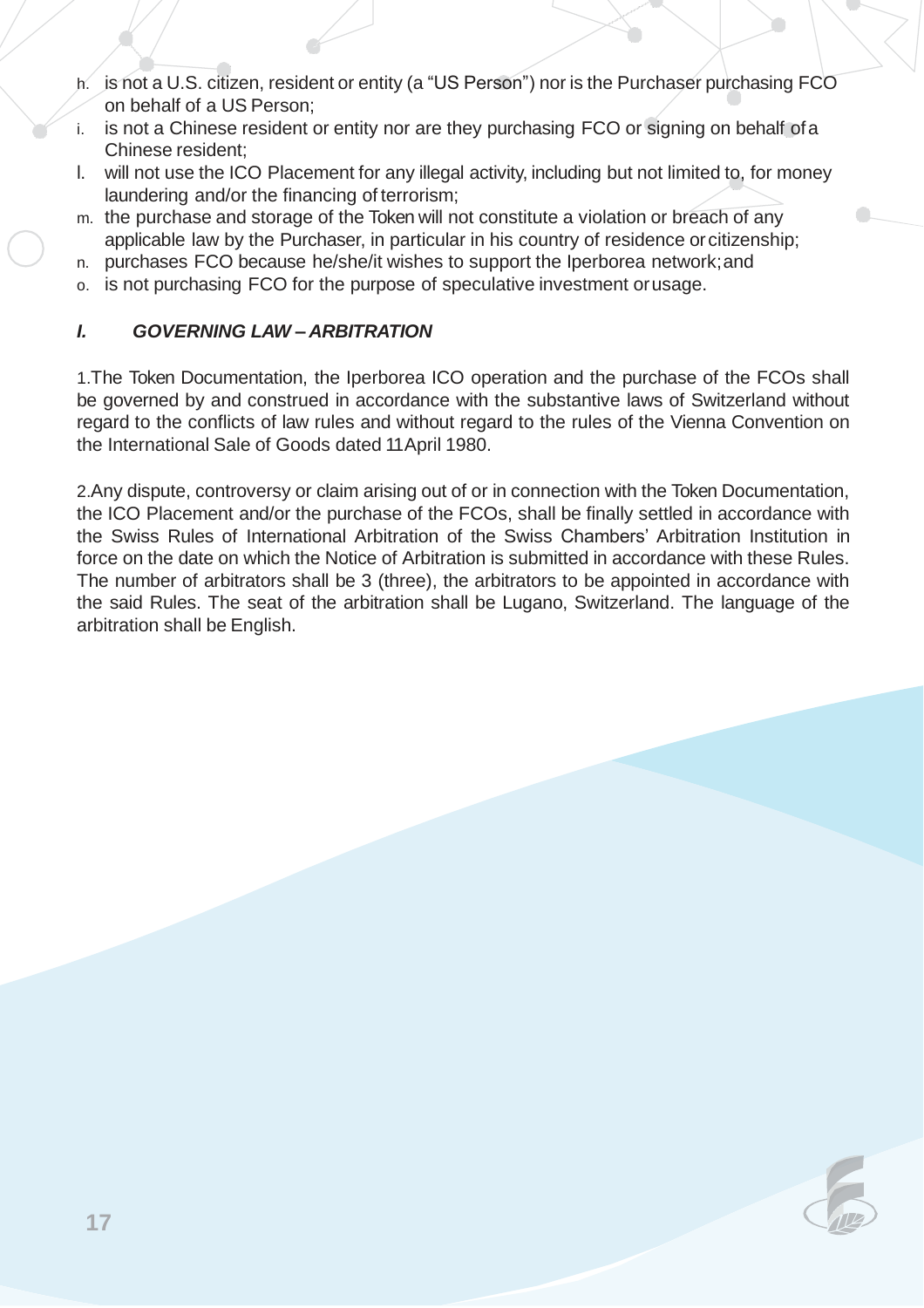h. is not a U.S. citizen, resident or entity (a “US Person”) nor is the Purchaser purchasing FCO on behalf of a US Person;
i. is not a Chinese resident or entity nor are they purchasing FCO or signing on behalf of a Chinese resident;
l. will not use the ICO Placement for any illegal activity, including but not limited to, for money laundering and/or the financing of terrorism;
m. the purchase and storage of the Token will not constitute a violation or breach of any applicable law by the Purchaser, in particular in his country of residence or citizenship;
n. purchases FCO because he/she/it wishes to support the Iperborea network; and
o. is not purchasing FCO for the purpose of speculative investment or usage.

## *I. GOVERNING LAW – ARBITRATION*

1.The Token Documentation, the Iperborea ICO operation and the purchase of the FCOs shall be governed by and construed in accordance with the substantive laws of Switzerland without regard to the conflicts of law rules and without regard to the rules of the Vienna Convention on the International Sale of Goods dated 11 April 1980.

2.Any dispute, controversy or claim arising out of or in connection with the Token Documentation, the ICO Placement and/or the purchase of the FCOs, shall be finally settled in accordance with the Swiss Rules of International Arbitration of the Swiss Chambers' Arbitration Institution in force on the date on which the Notice of Arbitration is submitted in accordance with these Rules. The number of arbitrators shall be 3 (three), the arbitrators to be appointed in accordance with the said Rules. The seat of the arbitration shall be Lugano, Switzerland. The language of the arbitration shall be English.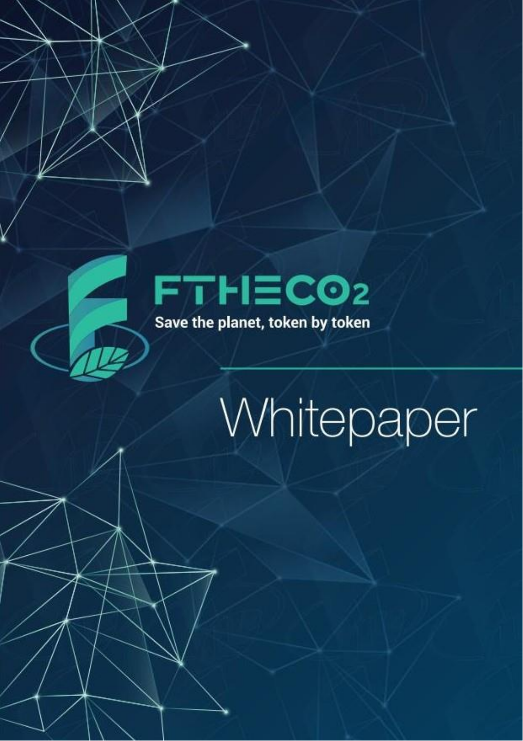FTHECO2

Save the planet, token by token

# Whitepaper